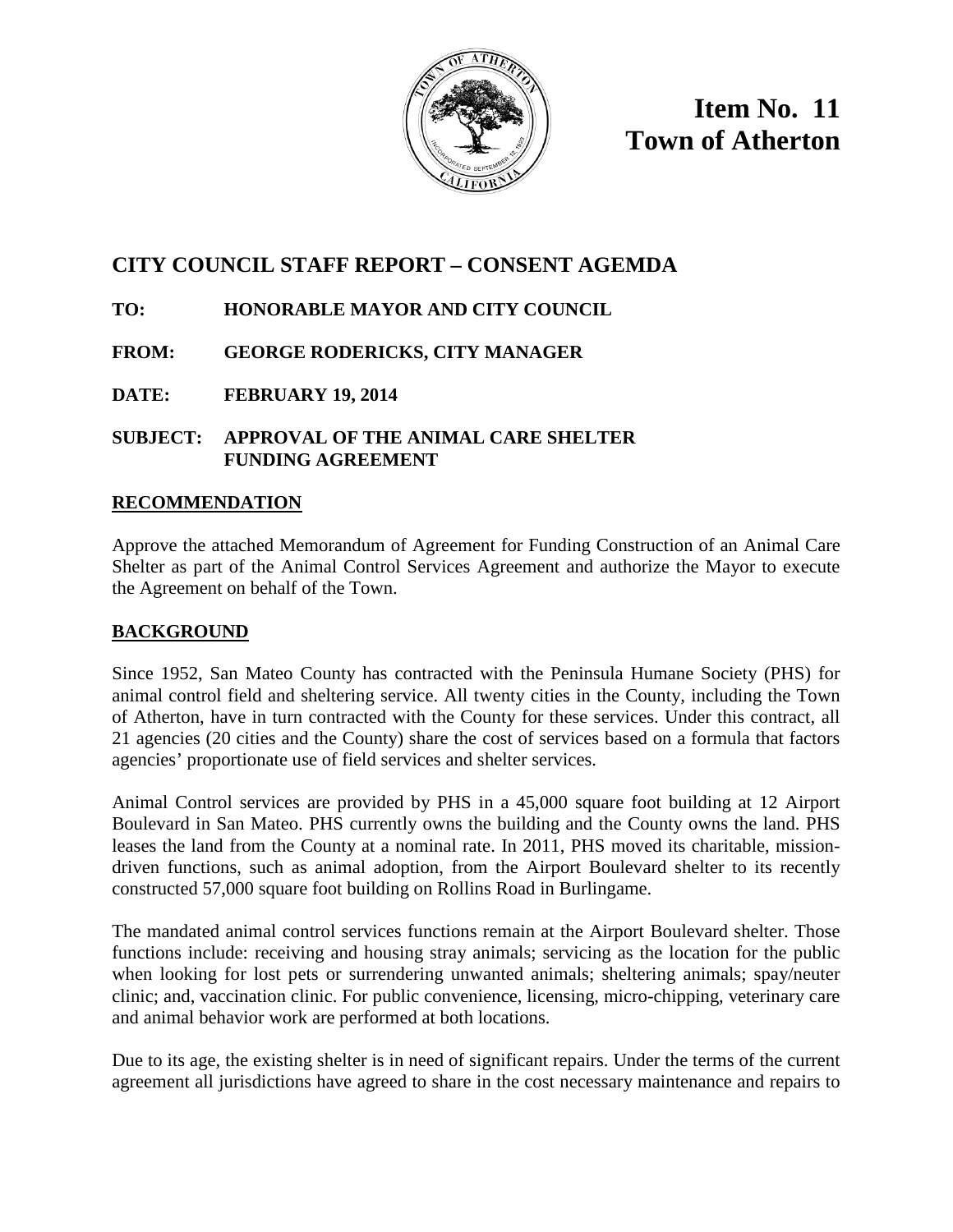**Item No. 11**
**Town of Atherton**

## CITY COUNCIL STAFF REPORT – CONSENT AGEMDA

**TO:** HONORABLE MAYOR AND CITY COUNCIL

**FROM:** GEORGE RODERICKS, CITY MANAGER

**DATE:** FEBRUARY 19, 2014

**SUBJECT:** APPROVAL OF THE ANIMAL CARE SHELTER FUNDING AGREEMENT

### RECOMMENDATION

Approve the attached Memorandum of Agreement for Funding Construction of an Animal Care Shelter as part of the Animal Control Services Agreement and authorize the Mayor to execute the Agreement on behalf of the Town.

### BACKGROUND

Since 1952, San Mateo County has contracted with the Peninsula Humane Society (PHS) for animal control field and sheltering service. All twenty cities in the County, including the Town of Atherton, have in turn contracted with the County for these services. Under this contract, all 21 agencies (20 cities and the County) share the cost of services based on a formula that factors agencies' proportionate use of field services and shelter services.

Animal Control services are provided by PHS in a 45,000 square foot building at 12 Airport Boulevard in San Mateo. PHS currently owns the building and the County owns the land. PHS leases the land from the County at a nominal rate. In 2011, PHS moved its charitable, mission-driven functions, such as animal adoption, from the Airport Boulevard shelter to its recently constructed 57,000 square foot building on Rollins Road in Burlingame.

The mandated animal control services functions remain at the Airport Boulevard shelter. Those functions include: receiving and housing stray animals; servicing as the location for the public when looking for lost pets or surrendering unwanted animals; sheltering animals; spay/neuter clinic; and, vaccination clinic. For public convenience, licensing, micro-chipping, veterinary care and animal behavior work are performed at both locations.

Due to its age, the existing shelter is in need of significant repairs. Under the terms of the current agreement all jurisdictions have agreed to share in the cost necessary maintenance and repairs to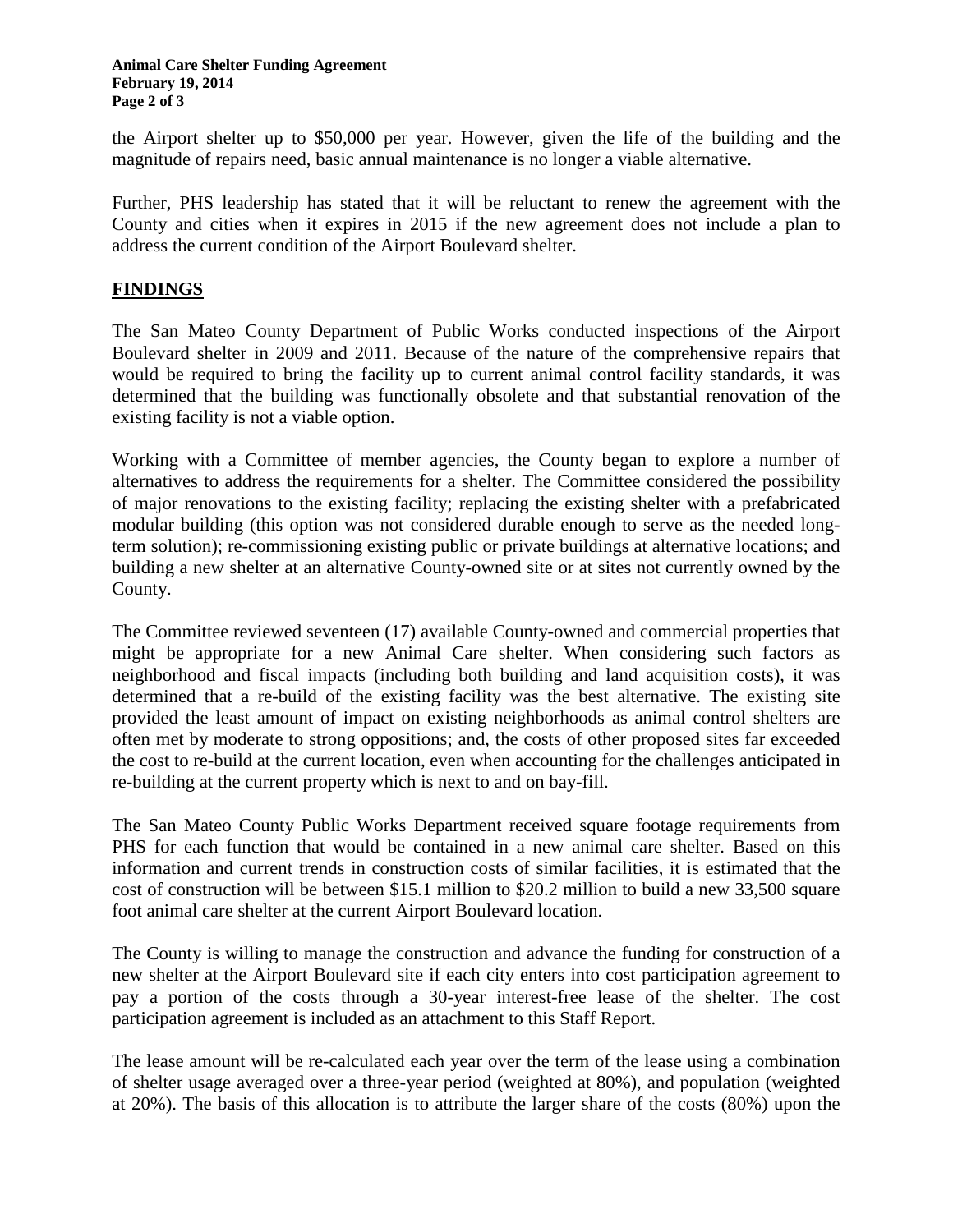the Airport shelter up to $50,000 per year. However, given the life of the building and the magnitude of repairs need, basic annual maintenance is no longer a viable alternative.

Further, PHS leadership has stated that it will be reluctant to renew the agreement with the County and cities when it expires in 2015 if the new agreement does not include a plan to address the current condition of the Airport Boulevard shelter.

## FINDINGS

The San Mateo County Department of Public Works conducted inspections of the Airport Boulevard shelter in 2009 and 2011. Because of the nature of the comprehensive repairs that would be required to bring the facility up to current animal control facility standards, it was determined that the building was functionally obsolete and that substantial renovation of the existing facility is not a viable option.

Working with a Committee of member agencies, the County began to explore a number of alternatives to address the requirements for a shelter. The Committee considered the possibility of major renovations to the existing facility; replacing the existing shelter with a prefabricated modular building (this option was not considered durable enough to serve as the needed long-term solution); re-commissioning existing public or private buildings at alternative locations; and building a new shelter at an alternative County-owned site or at sites not currently owned by the County.

The Committee reviewed seventeen (17) available County-owned and commercial properties that might be appropriate for a new Animal Care shelter. When considering such factors as neighborhood and fiscal impacts (including both building and land acquisition costs), it was determined that a re-build of the existing facility was the best alternative. The existing site provided the least amount of impact on existing neighborhoods as animal control shelters are often met by moderate to strong oppositions; and, the costs of other proposed sites far exceeded the cost to re-build at the current location, even when accounting for the challenges anticipated in re-building at the current property which is next to and on bay-fill.

The San Mateo County Public Works Department received square footage requirements from PHS for each function that would be contained in a new animal care shelter. Based on this information and current trends in construction costs of similar facilities, it is estimated that the cost of construction will be between $15.1 million to $20.2 million to build a new 33,500 square foot animal care shelter at the current Airport Boulevard location.

The County is willing to manage the construction and advance the funding for construction of a new shelter at the Airport Boulevard site if each city enters into cost participation agreement to pay a portion of the costs through a 30-year interest-free lease of the shelter. The cost participation agreement is included as an attachment to this Staff Report.

The lease amount will be re-calculated each year over the term of the lease using a combination of shelter usage averaged over a three-year period (weighted at 80%), and population (weighted at 20%). The basis of this allocation is to attribute the larger share of the costs (80%) upon the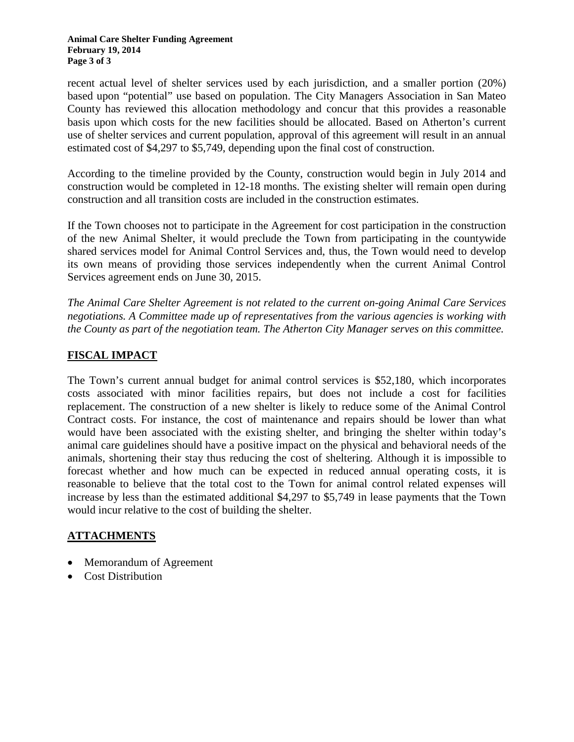recent actual level of shelter services used by each jurisdiction, and a smaller portion (20%) based upon "potential" use based on population. The City Managers Association in San Mateo County has reviewed this allocation methodology and concur that this provides a reasonable basis upon which costs for the new facilities should be allocated. Based on Atherton's current use of shelter services and current population, approval of this agreement will result in an annual estimated cost of $4,297 to $5,749, depending upon the final cost of construction.

According to the timeline provided by the County, construction would begin in July 2014 and construction would be completed in 12-18 months. The existing shelter will remain open during construction and all transition costs are included in the construction estimates.

If the Town chooses not to participate in the Agreement for cost participation in the construction of the new Animal Shelter, it would preclude the Town from participating in the countywide shared services model for Animal Control Services and, thus, the Town would need to develop its own means of providing those services independently when the current Animal Control Services agreement ends on June 30, 2015.

*The Animal Care Shelter Agreement is not related to the current on-going Animal Care Services negotiations. A Committee made up of representatives from the various agencies is working with the County as part of the negotiation team. The Atherton City Manager serves on this committee.*

## FISCAL IMPACT

The Town's current annual budget for animal control services is $52,180, which incorporates costs associated with minor facilities repairs, but does not include a cost for facilities replacement. The construction of a new shelter is likely to reduce some of the Animal Control Contract costs. For instance, the cost of maintenance and repairs should be lower than what would have been associated with the existing shelter, and bringing the shelter within today's animal care guidelines should have a positive impact on the physical and behavioral needs of the animals, shortening their stay thus reducing the cost of sheltering. Although it is impossible to forecast whether and how much can be expected in reduced annual operating costs, it is reasonable to believe that the total cost to the Town for animal control related expenses will increase by less than the estimated additional $4,297 to $5,749 in lease payments that the Town would incur relative to the cost of building the shelter.

## ATTACHMENTS

- Memorandum of Agreement
- Cost Distribution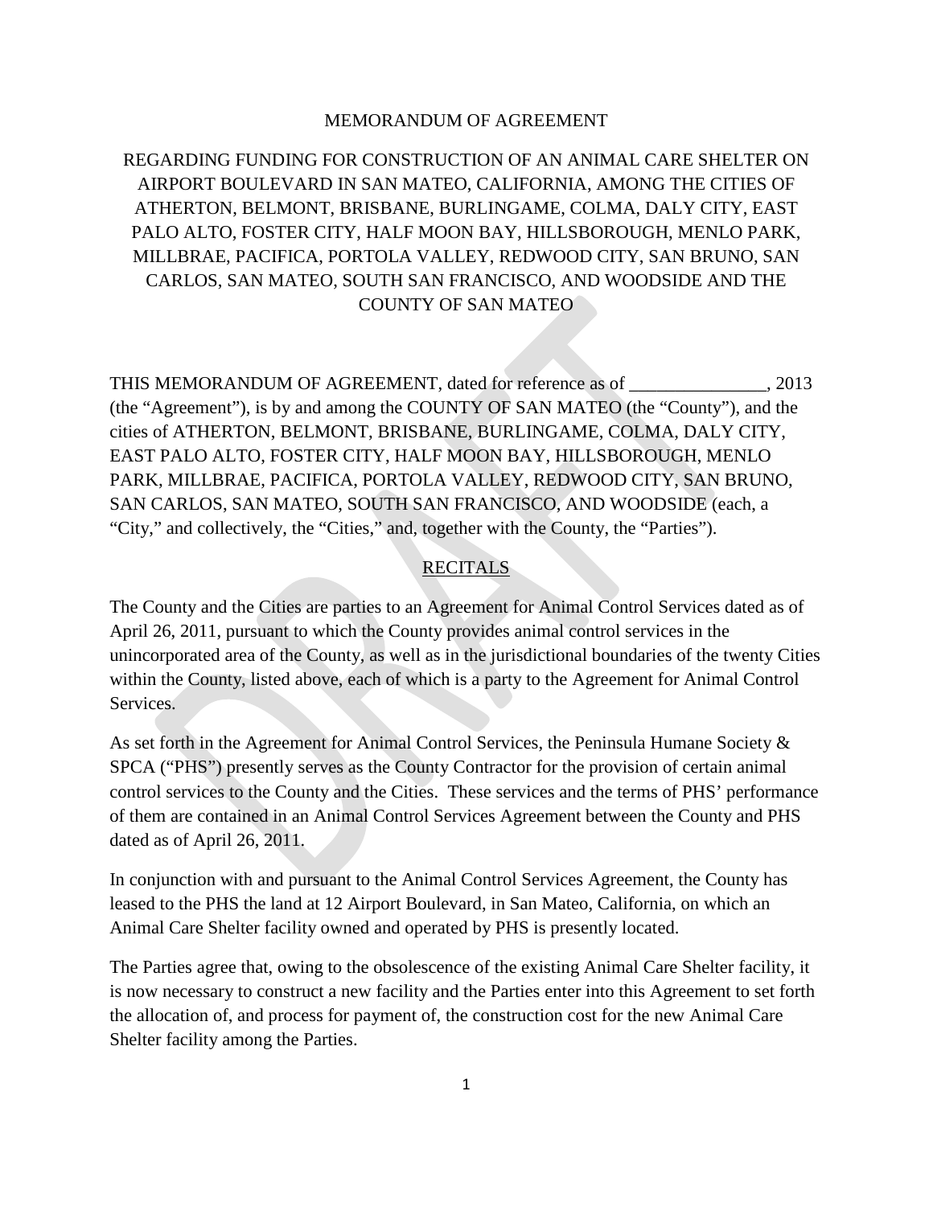MEMORANDUM OF AGREEMENT

REGARDING FUNDING FOR CONSTRUCTION OF AN ANIMAL CARE SHELTER ON AIRPORT BOULEVARD IN SAN MATEO, CALIFORNIA, AMONG THE CITIES OF ATHERTON, BELMONT, BRISBANE, BURLINGAME, COLMA, DALY CITY, EAST PALO ALTO, FOSTER CITY, HALF MOON BAY, HILLSBOROUGH, MENLO PARK, MILLBRAE, PACIFICA, PORTOLA VALLEY, REDWOOD CITY, SAN BRUNO, SAN CARLOS, SAN MATEO, SOUTH SAN FRANCISCO, AND WOODSIDE AND THE COUNTY OF SAN MATEO

THIS MEMORANDUM OF AGREEMENT, dated for reference as of _______________, 2013 (the "Agreement"), is by and among the COUNTY OF SAN MATEO (the "County"), and the cities of ATHERTON, BELMONT, BRISBANE, BURLINGAME, COLMA, DALY CITY, EAST PALO ALTO, FOSTER CITY, HALF MOON BAY, HILLSBOROUGH, MENLO PARK, MILLBRAE, PACIFICA, PORTOLA VALLEY, REDWOOD CITY, SAN BRUNO, SAN CARLOS, SAN MATEO, SOUTH SAN FRANCISCO, AND WOODSIDE (each, a "City," and collectively, the "Cities," and, together with the County, the "Parties").

## RECITALS

The County and the Cities are parties to an Agreement for Animal Control Services dated as of April 26, 2011, pursuant to which the County provides animal control services in the unincorporated area of the County, as well as in the jurisdictional boundaries of the twenty Cities within the County, listed above, each of which is a party to the Agreement for Animal Control Services.

As set forth in the Agreement for Animal Control Services, the Peninsula Humane Society & SPCA ("PHS") presently serves as the County Contractor for the provision of certain animal control services to the County and the Cities. These services and the terms of PHS' performance of them are contained in an Animal Control Services Agreement between the County and PHS dated as of April 26, 2011.

In conjunction with and pursuant to the Animal Control Services Agreement, the County has leased to the PHS the land at 12 Airport Boulevard, in San Mateo, California, on which an Animal Care Shelter facility owned and operated by PHS is presently located.

The Parties agree that, owing to the obsolescence of the existing Animal Care Shelter facility, it is now necessary to construct a new facility and the Parties enter into this Agreement to set forth the allocation of, and process for payment of, the construction cost for the new Animal Care Shelter facility among the Parties.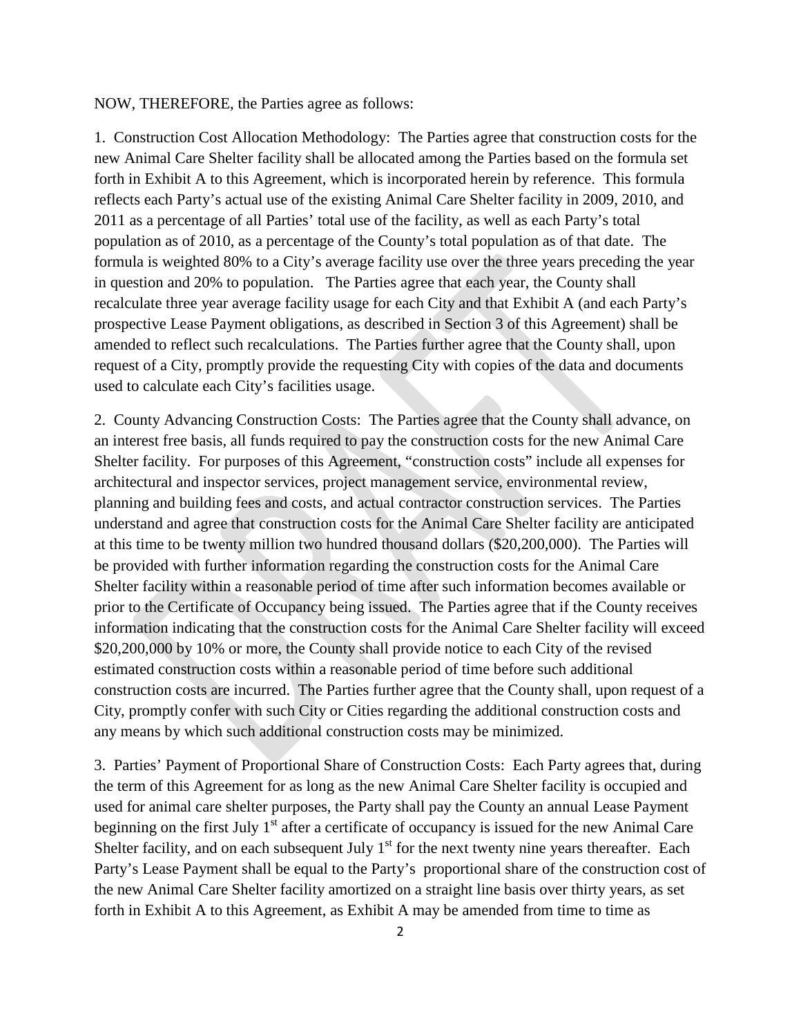NOW, THEREFORE, the Parties agree as follows:

1. Construction Cost Allocation Methodology: The Parties agree that construction costs for the new Animal Care Shelter facility shall be allocated among the Parties based on the formula set forth in Exhibit A to this Agreement, which is incorporated herein by reference. This formula reflects each Party's actual use of the existing Animal Care Shelter facility in 2009, 2010, and 2011 as a percentage of all Parties' total use of the facility, as well as each Party's total population as of 2010, as a percentage of the County's total population as of that date. The formula is weighted 80% to a City's average facility use over the three years preceding the year in question and 20% to population. The Parties agree that each year, the County shall recalculate three year average facility usage for each City and that Exhibit A (and each Party's prospective Lease Payment obligations, as described in Section 3 of this Agreement) shall be amended to reflect such recalculations. The Parties further agree that the County shall, upon request of a City, promptly provide the requesting City with copies of the data and documents used to calculate each City's facilities usage.

2. County Advancing Construction Costs: The Parties agree that the County shall advance, on an interest free basis, all funds required to pay the construction costs for the new Animal Care Shelter facility. For purposes of this Agreement, "construction costs" include all expenses for architectural and inspector services, project management service, environmental review, planning and building fees and costs, and actual contractor construction services. The Parties understand and agree that construction costs for the Animal Care Shelter facility are anticipated at this time to be twenty million two hundred thousand dollars ($20,200,000). The Parties will be provided with further information regarding the construction costs for the Animal Care Shelter facility within a reasonable period of time after such information becomes available or prior to the Certificate of Occupancy being issued. The Parties agree that if the County receives information indicating that the construction costs for the Animal Care Shelter facility will exceed $20,200,000 by 10% or more, the County shall provide notice to each City of the revised estimated construction costs within a reasonable period of time before such additional construction costs are incurred. The Parties further agree that the County shall, upon request of a City, promptly confer with such City or Cities regarding the additional construction costs and any means by which such additional construction costs may be minimized.

3. Parties' Payment of Proportional Share of Construction Costs: Each Party agrees that, during the term of this Agreement for as long as the new Animal Care Shelter facility is occupied and used for animal care shelter purposes, the Party shall pay the County an annual Lease Payment beginning on the first July 1st after a certificate of occupancy is issued for the new Animal Care Shelter facility, and on each subsequent July 1st for the next twenty nine years thereafter. Each Party's Lease Payment shall be equal to the Party's proportional share of the construction cost of the new Animal Care Shelter facility amortized on a straight line basis over thirty years, as set forth in Exhibit A to this Agreement, as Exhibit A may be amended from time to time as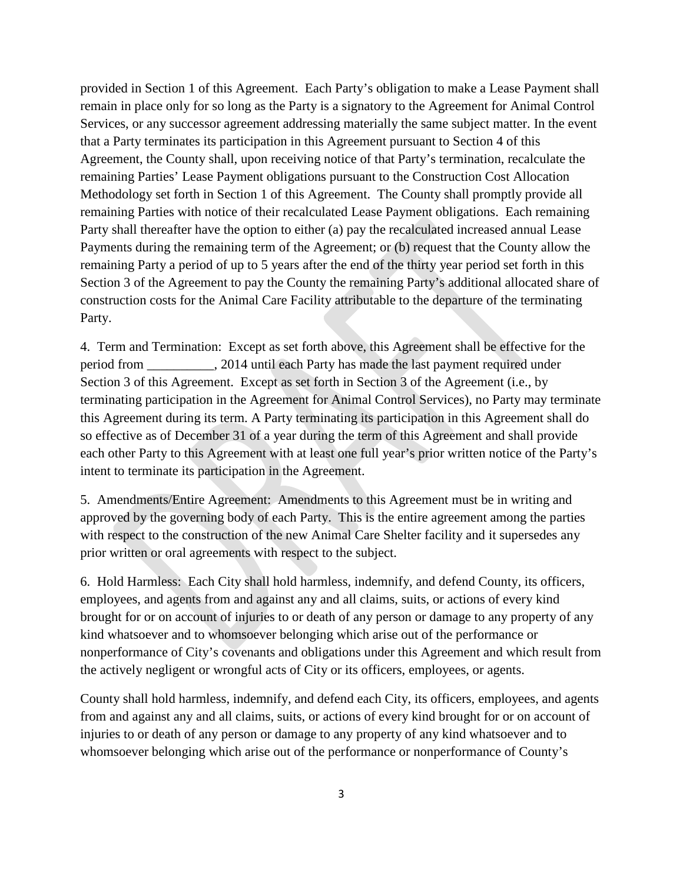provided in Section 1 of this Agreement. Each Party's obligation to make a Lease Payment shall remain in place only for so long as the Party is a signatory to the Agreement for Animal Control Services, or any successor agreement addressing materially the same subject matter. In the event that a Party terminates its participation in this Agreement pursuant to Section 4 of this Agreement, the County shall, upon receiving notice of that Party's termination, recalculate the remaining Parties' Lease Payment obligations pursuant to the Construction Cost Allocation Methodology set forth in Section 1 of this Agreement. The County shall promptly provide all remaining Parties with notice of their recalculated Lease Payment obligations. Each remaining Party shall thereafter have the option to either (a) pay the recalculated increased annual Lease Payments during the remaining term of the Agreement; or (b) request that the County allow the remaining Party a period of up to 5 years after the end of the thirty year period set forth in this Section 3 of the Agreement to pay the County the remaining Party's additional allocated share of construction costs for the Animal Care Facility attributable to the departure of the terminating Party.

4. Term and Termination: Except as set forth above, this Agreement shall be effective for the period from __________, 2014 until each Party has made the last payment required under Section 3 of this Agreement. Except as set forth in Section 3 of the Agreement (i.e., by terminating participation in the Agreement for Animal Control Services), no Party may terminate this Agreement during its term. A Party terminating its participation in this Agreement shall do so effective as of December 31 of a year during the term of this Agreement and shall provide each other Party to this Agreement with at least one full year's prior written notice of the Party's intent to terminate its participation in the Agreement.

5. Amendments/Entire Agreement: Amendments to this Agreement must be in writing and approved by the governing body of each Party. This is the entire agreement among the parties with respect to the construction of the new Animal Care Shelter facility and it supersedes any prior written or oral agreements with respect to the subject.

6. Hold Harmless: Each City shall hold harmless, indemnify, and defend County, its officers, employees, and agents from and against any and all claims, suits, or actions of every kind brought for or on account of injuries to or death of any person or damage to any property of any kind whatsoever and to whomsoever belonging which arise out of the performance or nonperformance of City's covenants and obligations under this Agreement and which result from the actively negligent or wrongful acts of City or its officers, employees, or agents.

County shall hold harmless, indemnify, and defend each City, its officers, employees, and agents from and against any and all claims, suits, or actions of every kind brought for or on account of injuries to or death of any person or damage to any property of any kind whatsoever and to whomsoever belonging which arise out of the performance or nonperformance of County's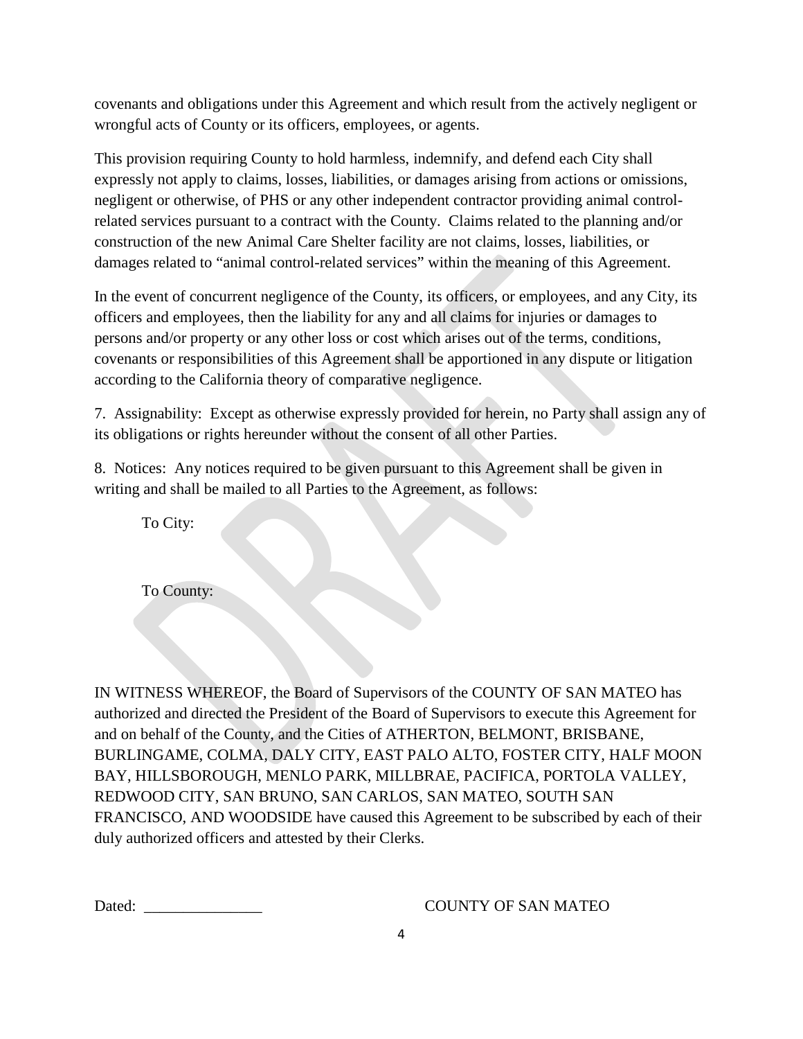covenants and obligations under this Agreement and which result from the actively negligent or wrongful acts of County or its officers, employees, or agents.

This provision requiring County to hold harmless, indemnify, and defend each City shall expressly not apply to claims, losses, liabilities, or damages arising from actions or omissions, negligent or otherwise, of PHS or any other independent contractor providing animal control-related services pursuant to a contract with the County. Claims related to the planning and/or construction of the new Animal Care Shelter facility are not claims, losses, liabilities, or damages related to "animal control-related services" within the meaning of this Agreement.

In the event of concurrent negligence of the County, its officers, or employees, and any City, its officers and employees, then the liability for any and all claims for injuries or damages to persons and/or property or any other loss or cost which arises out of the terms, conditions, covenants or responsibilities of this Agreement shall be apportioned in any dispute or litigation according to the California theory of comparative negligence.

7. Assignability: Except as otherwise expressly provided for herein, no Party shall assign any of its obligations or rights hereunder without the consent of all other Parties.

8. Notices: Any notices required to be given pursuant to this Agreement shall be given in writing and shall be mailed to all Parties to the Agreement, as follows:

To City:

To County:

IN WITNESS WHEREOF, the Board of Supervisors of the COUNTY OF SAN MATEO has authorized and directed the President of the Board of Supervisors to execute this Agreement for and on behalf of the County, and the Cities of ATHERTON, BELMONT, BRISBANE, BURLINGAME, COLMA, DALY CITY, EAST PALO ALTO, FOSTER CITY, HALF MOON BAY, HILLSBOROUGH, MENLO PARK, MILLBRAE, PACIFICA, PORTOLA VALLEY, REDWOOD CITY, SAN BRUNO, SAN CARLOS, SAN MATEO, SOUTH SAN FRANCISCO, AND WOODSIDE have caused this Agreement to be subscribed by each of their duly authorized officers and attested by their Clerks.

Dated: _______________ COUNTY OF SAN MATEO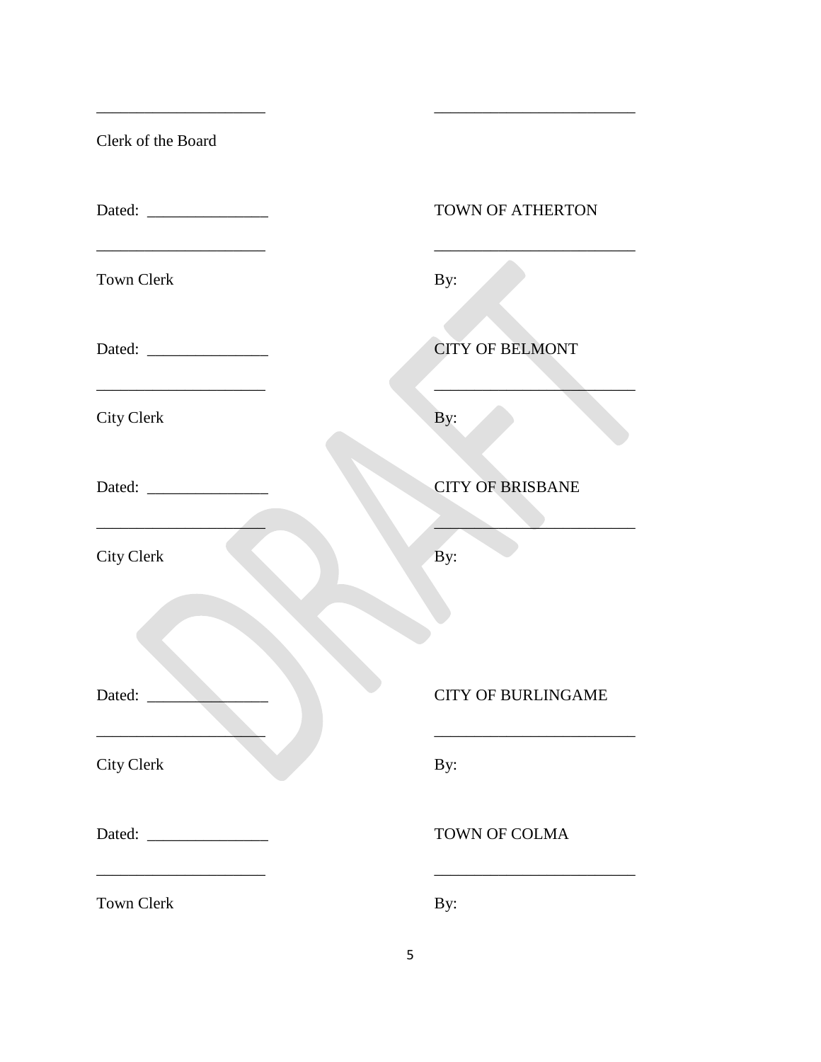| | |
|---|---|
| _____________________ | _________________________ |
| Clerk of the Board | |
| Dated: _______________ | TOWN OF ATHERTON |
| _____________________ | _________________________ |
| Town Clerk | By: |
| Dated: _______________ | CITY OF BELMONT |
| _____________________ | _________________________ |
| City Clerk | By: |
| Dated: _______________ | CITY OF BRISBANE |
| _____________________ | _________________________ |
| City Clerk | By: |
| Dated: _______________ | CITY OF BURLINGAME |
| _____________________ | _________________________ |
| City Clerk | By: |
| Dated: _______________ | TOWN OF COLMA |
| _____________________ | _________________________ |
| Town Clerk | By: |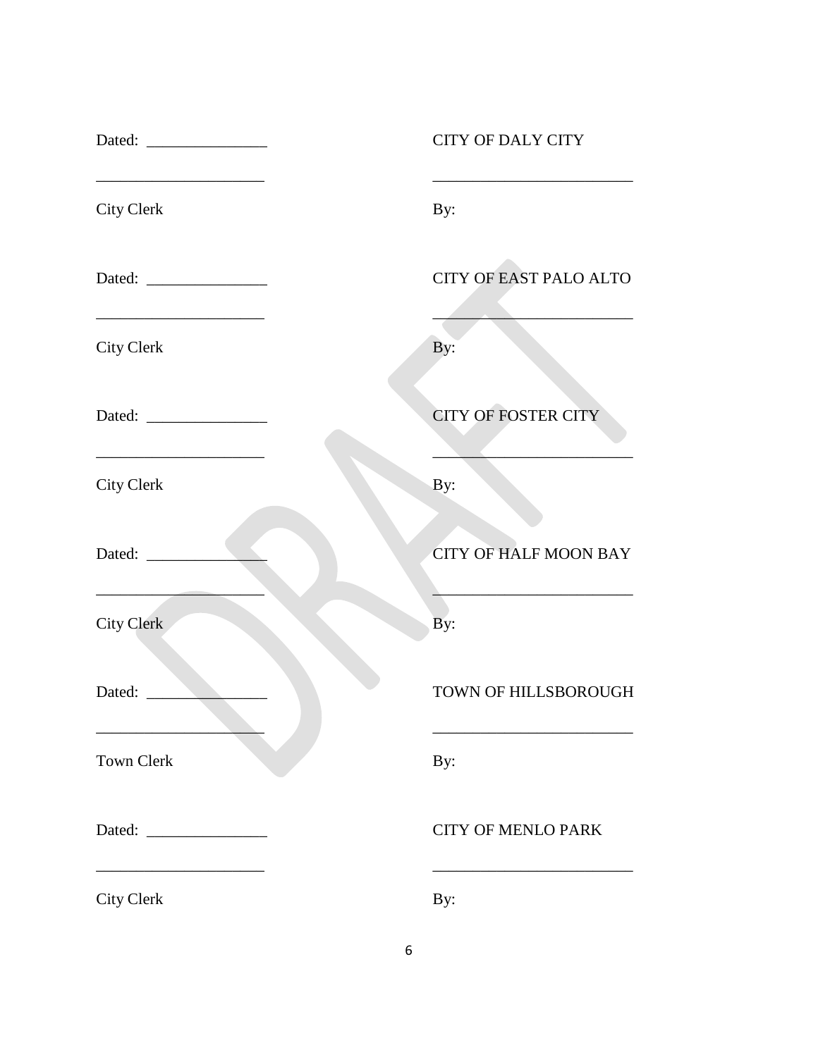Dated: _______________ CITY OF DALY CITY

_____________________ _________________________

City Clerk By:

Dated: _______________ CITY OF EAST PALO ALTO

_____________________ _________________________

City Clerk By:

Dated: _______________ CITY OF FOSTER CITY

_____________________ _________________________

City Clerk By:

Dated: _______________ CITY OF HALF MOON BAY

_____________________ _________________________

City Clerk By:

Dated: _______________ TOWN OF HILLSBOROUGH

_____________________ _________________________

Town Clerk By:

Dated: _______________ CITY OF MENLO PARK

_____________________ _________________________

City Clerk By: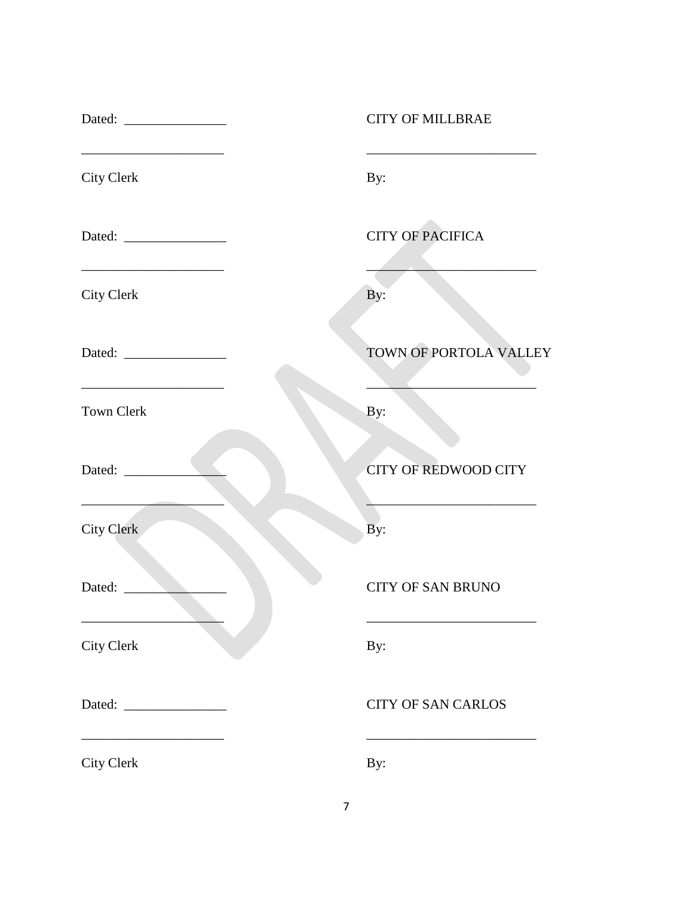| | |
|---|---|
| Dated: _______________ | CITY OF MILLBRAE |
| _____________________ | _________________________ |
| City Clerk | By: |
| Dated: _______________ | CITY OF PACIFICA |
| _____________________ | _________________________ |
| City Clerk | By: |
| Dated: _______________ | TOWN OF PORTOLA VALLEY |
| _____________________ | _________________________ |
| Town Clerk | By: |
| Dated: _______________ | CITY OF REDWOOD CITY |
| _____________________ | _________________________ |
| City Clerk | By: |
| Dated: _______________ | CITY OF SAN BRUNO |
| _____________________ | _________________________ |
| City Clerk | By: |
| Dated: _______________ | CITY OF SAN CARLOS |
| _____________________ | _________________________ |
| City Clerk | By: |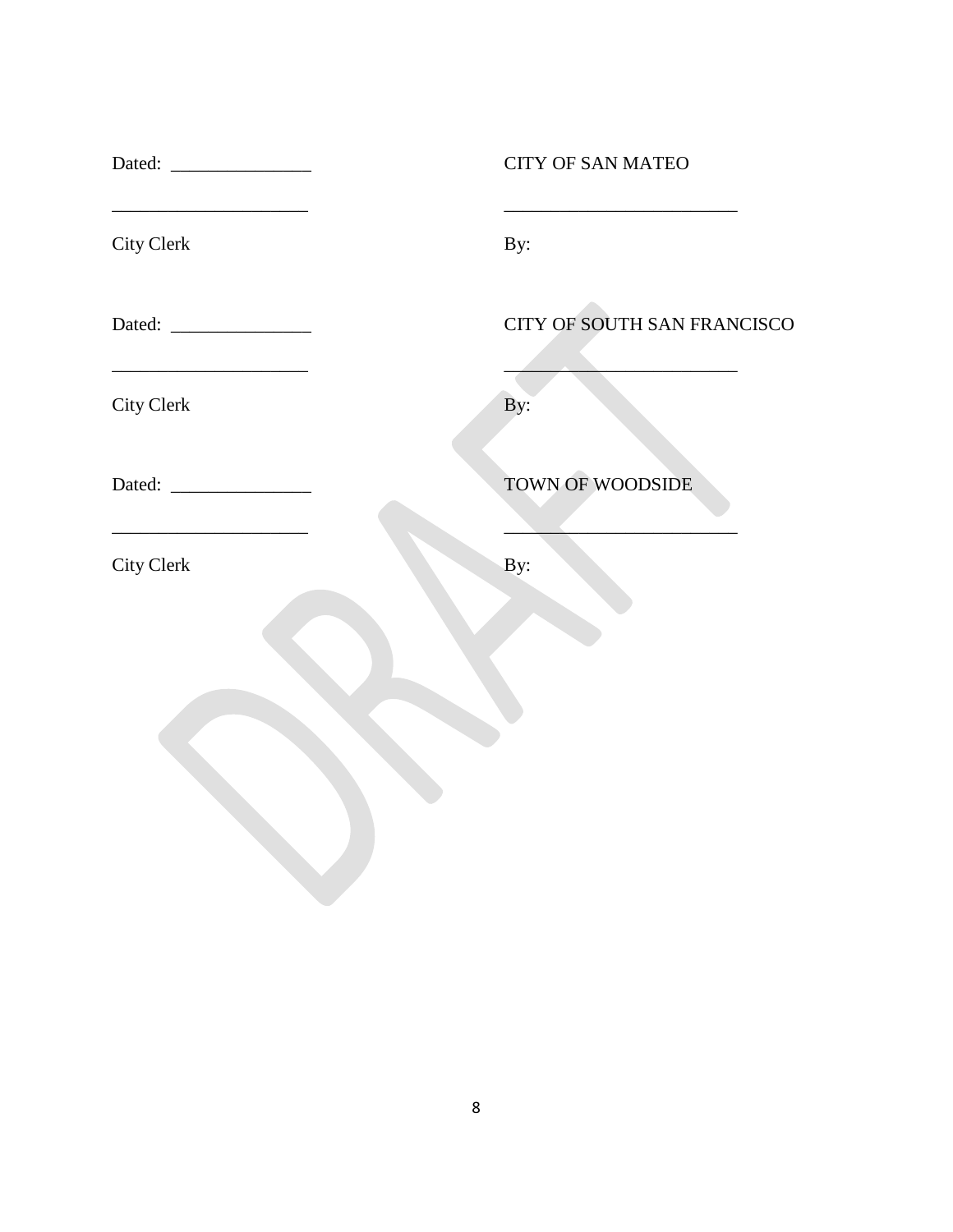| | |
|---|---|
| Dated: _______________ | CITY OF SAN MATEO |
| _____________________ | _________________________ |
| City Clerk | By: |
| | |
| Dated: _______________ | CITY OF SOUTH SAN FRANCISCO |
| _____________________ | _________________________ |
| City Clerk | By: |
| | |
| Dated: _______________ | TOWN OF WOODSIDE |
| _____________________ | _________________________ |
| City Clerk | By: |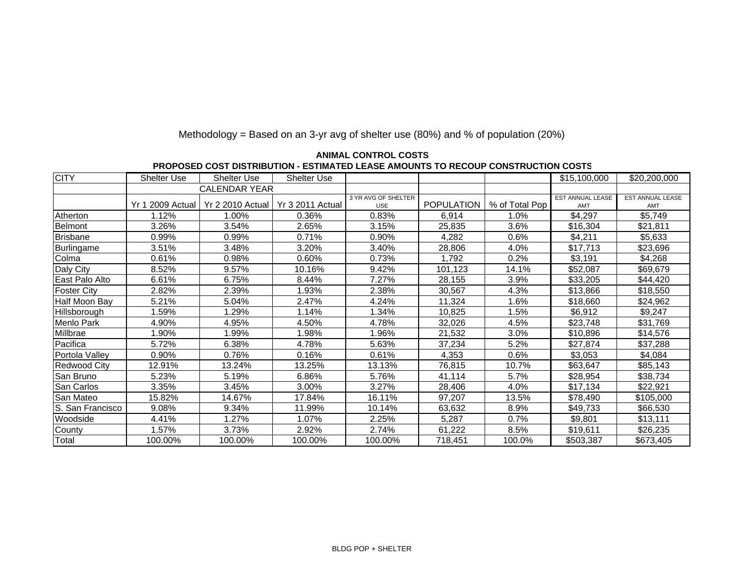Methodology = Based on an 3-yr avg of shelter use (80%) and % of population (20%)

**ANIMAL CONTROL COSTS**

**PROPOSED COST DISTRIBUTION - ESTIMATED LEASE AMOUNTS TO RECOUP CONSTRUCTION COSTS**

| CITY | Shelter Use | Shelter Use | Shelter Use | | | | $15,100,000 | $20,200,000 |
|---|---|---|---|---|---|---|---|---|
| | CALENDAR YEAR | | | | | | | |
| | Yr 1 2009 Actual | Yr 2 2010 Actual | Yr 3 2011 Actual | 3 YR AVG OF SHELTER USE | POPULATION | % of Total Pop | EST ANNUAL LEASE AMT | EST ANNUAL LEASE AMT |
| Atherton | 1.12% | 1.00% | 0.36% | 0.83% | 6,914 | 1.0% | $4,297 | $5,749 |
| Belmont | 3.26% | 3.54% | 2.65% | 3.15% | 25,835 | 3.6% | $16,304 | $21,811 |
| Brisbane | 0.99% | 0.99% | 0.71% | 0.90% | 4,282 | 0.6% | $4,211 | $5,633 |
| Burlingame | 3.51% | 3.48% | 3.20% | 3.40% | 28,806 | 4.0% | $17,713 | $23,696 |
| Colma | 0.61% | 0.98% | 0.60% | 0.73% | 1,792 | 0.2% | $3,191 | $4,268 |
| Daly City | 8.52% | 9.57% | 10.16% | 9.42% | 101,123 | 14.1% | $52,087 | $69,679 |
| East Palo Alto | 6.61% | 6.75% | 8.44% | 7.27% | 28,155 | 3.9% | $33,205 | $44,420 |
| Foster City | 2.82% | 2.39% | 1.93% | 2.38% | 30,567 | 4.3% | $13,866 | $18,550 |
| Half Moon Bay | 5.21% | 5.04% | 2.47% | 4.24% | 11,324 | 1.6% | $18,660 | $24,962 |
| Hillsborough | 1.59% | 1.29% | 1.14% | 1.34% | 10,825 | 1.5% | $6,912 | $9,247 |
| Menlo Park | 4.90% | 4.95% | 4.50% | 4.78% | 32,026 | 4.5% | $23,748 | $31,769 |
| Millbrae | 1.90% | 1.99% | 1.98% | 1.96% | 21,532 | 3.0% | $10,896 | $14,576 |
| Pacifica | 5.72% | 6.38% | 4.78% | 5.63% | 37,234 | 5.2% | $27,874 | $37,288 |
| Portola Valley | 0.90% | 0.76% | 0.16% | 0.61% | 4,353 | 0.6% | $3,053 | $4,084 |
| Redwood City | 12.91% | 13.24% | 13.25% | 13.13% | 76,815 | 10.7% | $63,647 | $85,143 |
| San Bruno | 5.23% | 5.19% | 6.86% | 5.76% | 41,114 | 5.7% | $28,954 | $38,734 |
| San Carlos | 3.35% | 3.45% | 3.00% | 3.27% | 28,406 | 4.0% | $17,134 | $22,921 |
| San Mateo | 15.82% | 14.67% | 17.84% | 16.11% | 97,207 | 13.5% | $78,490 | $105,000 |
| S. San Francisco | 9.08% | 9.34% | 11.99% | 10.14% | 63,632 | 8.9% | $49,733 | $66,530 |
| Woodside | 4.41% | 1.27% | 1.07% | 2.25% | 5,287 | 0.7% | $9,801 | $13,111 |
| County | 1.57% | 3.73% | 2.92% | 2.74% | 61,222 | 8.5% | $19,611 | $26,235 |
| Total | 100.00% | 100.00% | 100.00% | 100.00% | 718,451 | 100.0% | $503,387 | $673,405 |

BLDG POP + SHELTER